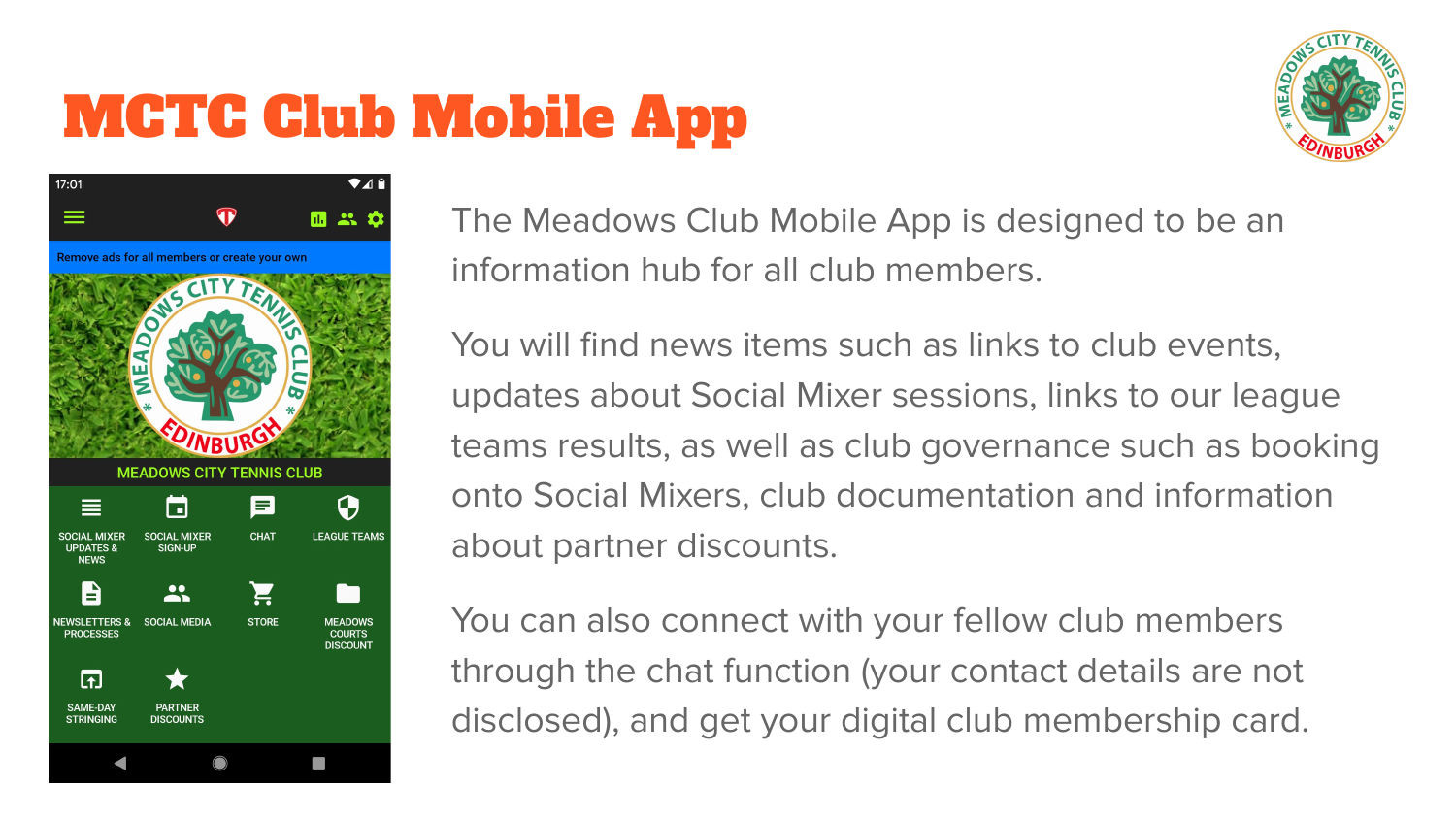# MCTC Club Mobile App

The Meadows Club Mobile App is designed to be an information hub for all club members.

You will find news items such as links to club events, updates about Social Mixer sessions, links to our league teams results, as well as club governance such as booking onto Social Mixers, club documentation and information about partner discounts.

You can also connect with your fellow club members through the chat function (your contact details are not disclosed), and get your digital club membership card.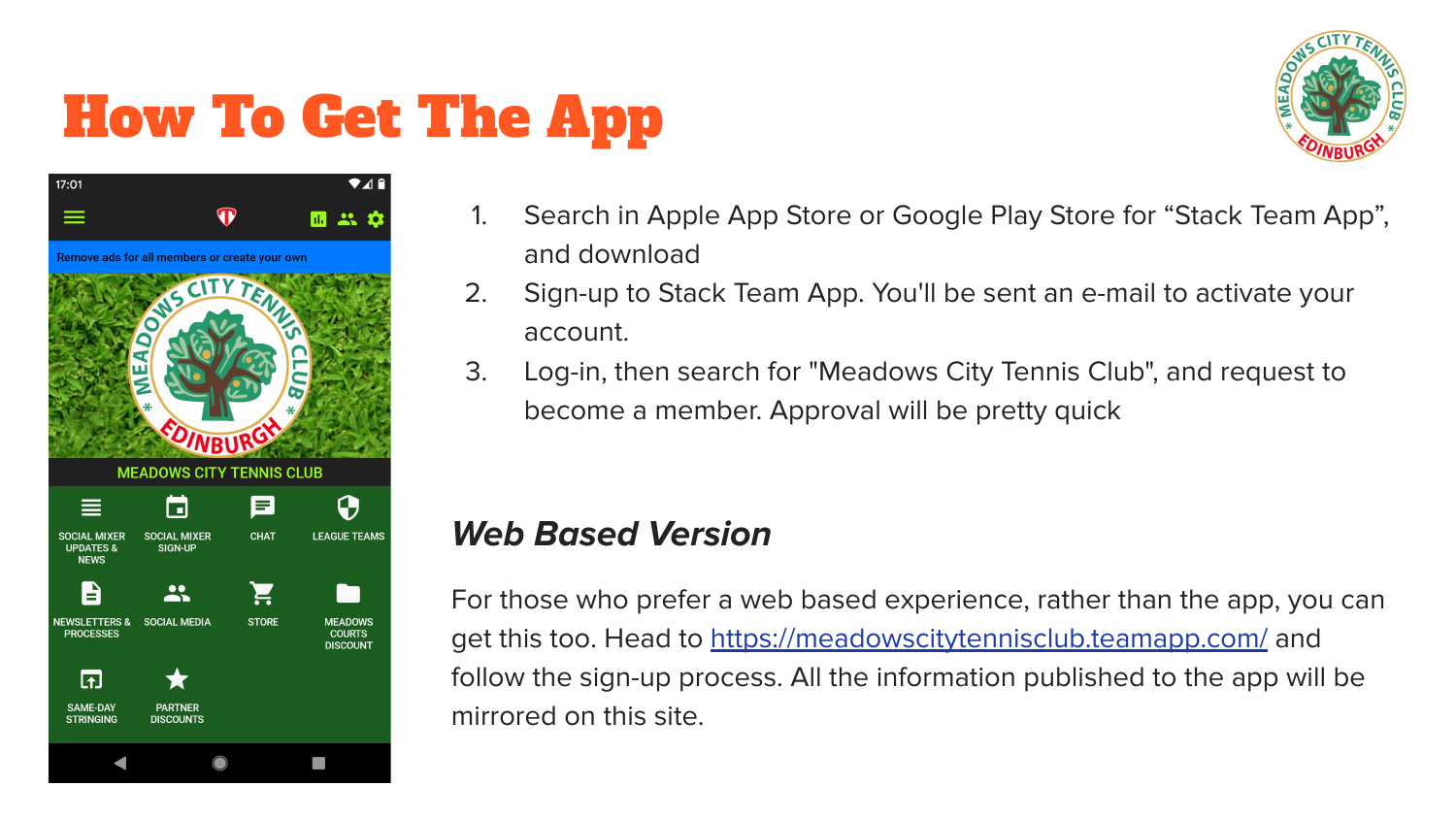# How To Get The App

1. Search in Apple App Store or Google Play Store for “Stack Team App”, and download
2. Sign-up to Stack Team App. You'll be sent an e-mail to activate your account.
3. Log-in, then search for "Meadows City Tennis Club", and request to become a member. Approval will be pretty quick

## *Web Based Version*

For those who prefer a web based experience, rather than the app, you can get this too. Head to [https://meadowscitytennisclub.teamapp.com/](https://meadowscitytennisclub.teamapp.com/) and follow the sign-up process. All the information published to the app will be mirrored on this site.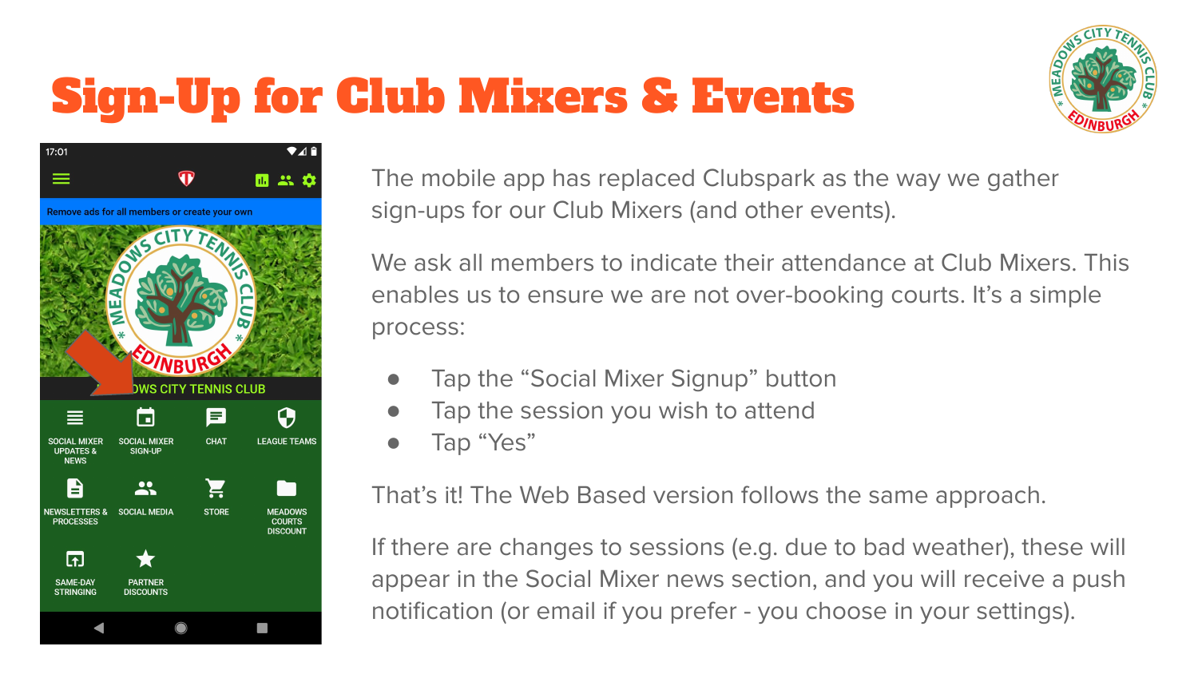# Sign-Up for Club Mixers & Events

The mobile app has replaced Clubspark as the way we gather sign-ups for our Club Mixers (and other events).

We ask all members to indicate their attendance at Club Mixers. This enables us to ensure we are not over-booking courts. It's a simple process:

- Tap the "Social Mixer Signup" button
- Tap the session you wish to attend
- Tap "Yes"

That's it! The Web Based version follows the same approach.

If there are changes to sessions (e.g. due to bad weather), these will appear in the Social Mixer news section, and you will receive a push notification (or email if you prefer - you choose in your settings).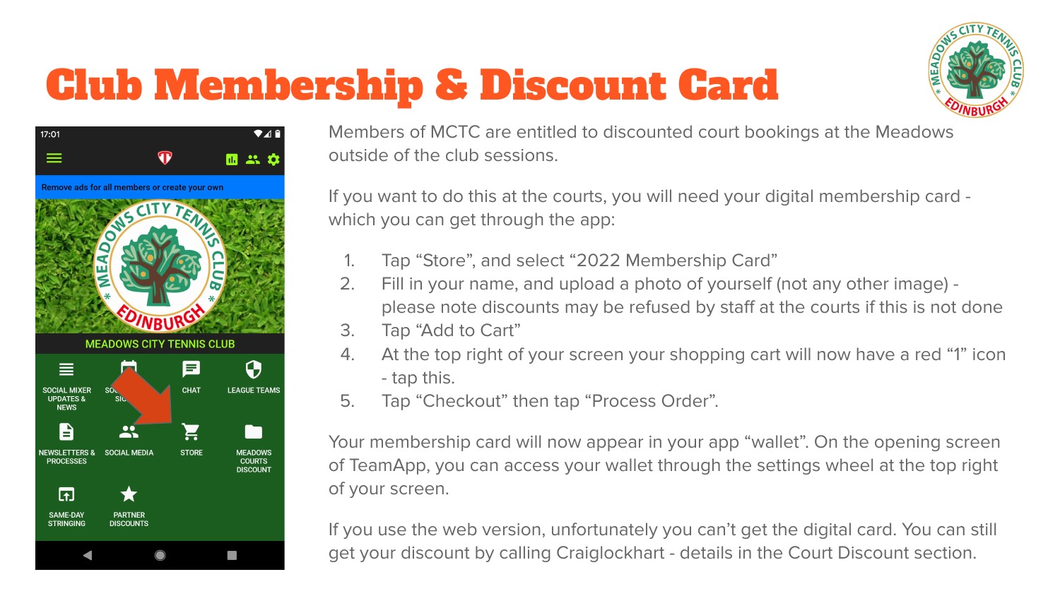# Club Membership & Discount Card

Members of MCTC are entitled to discounted court bookings at the Meadows outside of the club sessions.

If you want to do this at the courts, you will need your digital membership card - which you can get through the app:

1. Tap “Store”, and select “2022 Membership Card”
2. Fill in your name, and upload a photo of yourself (not any other image) - please note discounts may be refused by staff at the courts if this is not done
3. Tap “Add to Cart”
4. At the top right of your screen your shopping cart will now have a red “1” icon - tap this.
5. Tap “Checkout” then tap “Process Order”.

Your membership card will now appear in your app “wallet”. On the opening screen of TeamApp, you can access your wallet through the settings wheel at the top right of your screen.

If you use the web version, unfortunately you can’t get the digital card. You can still get your discount by calling Craiglockhart - details in the Court Discount section.